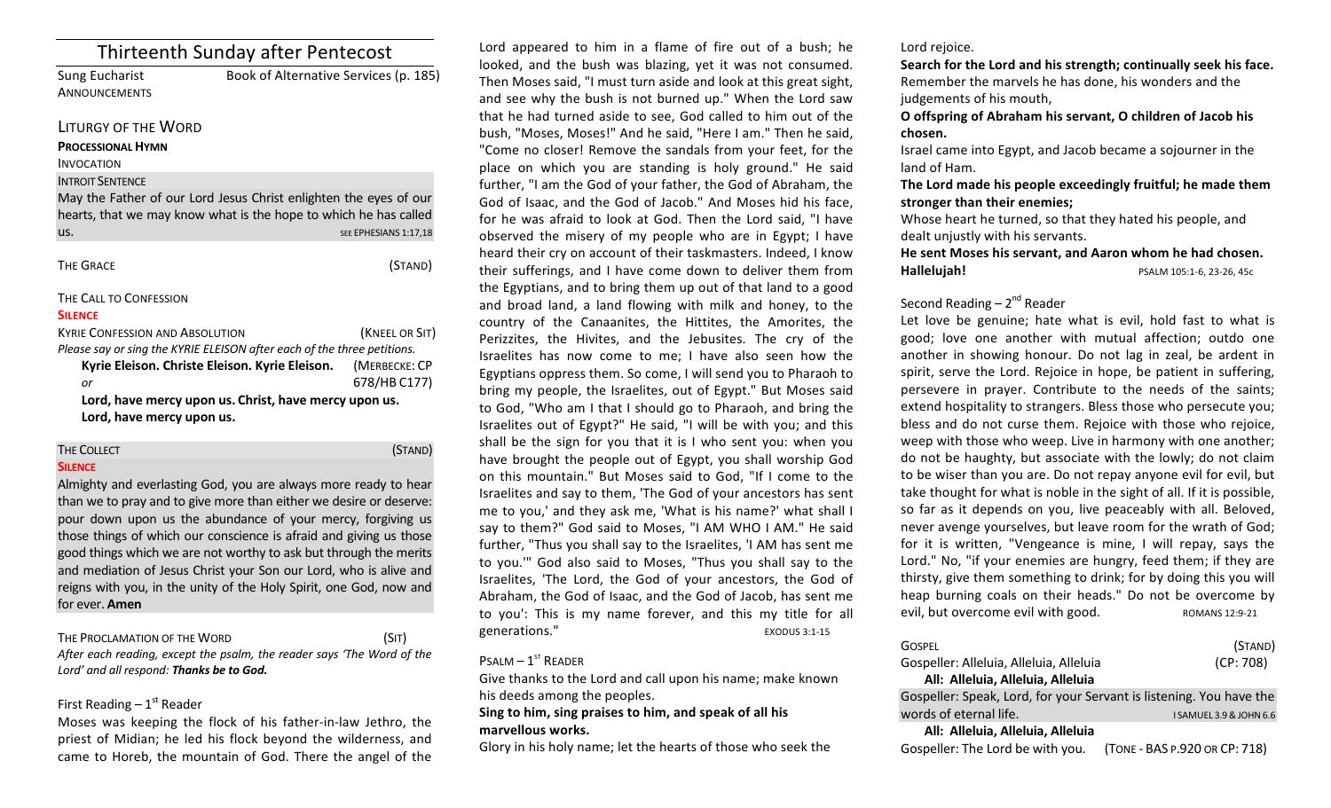# Thirteenth Sunday after Pentecost

Sung Eucharist — Book of Alternative Services (p. 185)

ANNOUNCEMENTS

## LITURGY OF THE WORD

**PROCESSIONAL HYMN**

INVOCATION

INTROIT SENTENCE

May the Father of our Lord Jesus Christ enlighten the eyes of our hearts, that we may know what is the hope to which he has called us. SEE EPHESIANS 1:17,18

THE GRACE (STAND)

THE CALL TO CONFESSION

**SILENCE**

KYRIE CONFESSION AND ABSOLUTION (KNEEL OR SIT)

*Please say or sing the KYRIE ELEISON after each of the three petitions.*

**Kyrie Eleison. Christe Eleison. Kyrie Eleison.** (MERBECKE: CP 678/HB C177)

*or*

**Lord, have mercy upon us. Christ, have mercy upon us. Lord, have mercy upon us.**

THE COLLECT (STAND)

**SILENCE**

Almighty and everlasting God, you are always more ready to hear than we to pray and to give more than either we desire or deserve: pour down upon us the abundance of your mercy, forgiving us those things of which our conscience is afraid and giving us those good things which we are not worthy to ask but through the merits and mediation of Jesus Christ your Son our Lord, who is alive and reigns with you, in the unity of the Holy Spirit, one God, now and for ever. **Amen**

THE PROCLAMATION OF THE WORD (SIT)

*After each reading, except the psalm, the reader says 'The Word of the Lord' and all respond: **Thanks be to God.***

First Reading – 1st Reader

Moses was keeping the flock of his father-in-law Jethro, the priest of Midian; he led his flock beyond the wilderness, and came to Horeb, the mountain of God. There the angel of the Lord appeared to him in a flame of fire out of a bush; he looked, and the bush was blazing, yet it was not consumed. Then Moses said, "I must turn aside and look at this great sight, and see why the bush is not burned up." When the Lord saw that he had turned aside to see, God called to him out of the bush, "Moses, Moses!" And he said, "Here I am." Then he said, "Come no closer! Remove the sandals from your feet, for the place on which you are standing is holy ground." He said further, "I am the God of your father, the God of Abraham, the God of Isaac, and the God of Jacob." And Moses hid his face, for he was afraid to look at God. Then the Lord said, "I have observed the misery of my people who are in Egypt; I have heard their cry on account of their taskmasters. Indeed, I know their sufferings, and I have come down to deliver them from the Egyptians, and to bring them up out of that land to a good and broad land, a land flowing with milk and honey, to the country of the Canaanites, the Hittites, the Amorites, the Perizzites, the Hivites, and the Jebusites. The cry of the Israelites has now come to me; I have also seen how the Egyptians oppress them. So come, I will send you to Pharaoh to bring my people, the Israelites, out of Egypt." But Moses said to God, "Who am I that I should go to Pharaoh, and bring the Israelites out of Egypt?" He said, "I will be with you; and this shall be the sign for you that it is I who sent you: when you have brought the people out of Egypt, you shall worship God on this mountain." But Moses said to God, "If I come to the Israelites and say to them, 'The God of your ancestors has sent me to you,' and they ask me, 'What is his name?' what shall I say to them?" God said to Moses, "I AM WHO I AM." He said further, "Thus you shall say to the Israelites, 'I AM has sent me to you.'" God also said to Moses, "Thus you shall say to the Israelites, 'The Lord, the God of your ancestors, the God of Abraham, the God of Isaac, and the God of Jacob, has sent me to you': This is my name forever, and this my title for all generations." EXODUS 3:1-15

PSALM – 1ST READER

Give thanks to the Lord and call upon his name; make known his deeds among the peoples.

**Sing to him, sing praises to him, and speak of all his marvellous works.**

Glory in his holy name; let the hearts of those who seek the Lord rejoice.

**Search for the Lord and his strength; continually seek his face.**

Remember the marvels he has done, his wonders and the judgements of his mouth,

**O offspring of Abraham his servant, O children of Jacob his chosen.**

Israel came into Egypt, and Jacob became a sojourner in the land of Ham.

**The Lord made his people exceedingly fruitful; he made them stronger than their enemies;**

Whose heart he turned, so that they hated his people, and dealt unjustly with his servants.

**He sent Moses his servant, and Aaron whom he had chosen.**

**Hallelujah!** PSALM 105:1-6, 23-26, 45c

Second Reading – 2nd Reader

Let love be genuine; hate what is evil, hold fast to what is good; love one another with mutual affection; outdo one another in showing honour. Do not lag in zeal, be ardent in spirit, serve the Lord. Rejoice in hope, be patient in suffering, persevere in prayer. Contribute to the needs of the saints; extend hospitality to strangers. Bless those who persecute you; bless and do not curse them. Rejoice with those who rejoice, weep with those who weep. Live in harmony with one another; do not be haughty, but associate with the lowly; do not claim to be wiser than you are. Do not repay anyone evil for evil, but take thought for what is noble in the sight of all. If it is possible, so far as it depends on you, live peaceably with all. Beloved, never avenge yourselves, but leave room for the wrath of God; for it is written, "Vengeance is mine, I will repay, says the Lord." No, "if your enemies are hungry, feed them; if they are thirsty, give them something to drink; for by doing this you will heap burning coals on their heads." Do not be overcome by evil, but overcome evil with good. ROMANS 12:9-21

GOSPEL (STAND)

Gospeller: Alleluia, Alleluia, Alleluia (CP: 708)

**All: Alleluia, Alleluia, Alleluia**

Gospeller: Speak, Lord, for your Servant is listening. You have the words of eternal life. I SAMUEL 3.9 & JOHN 6.6

**All: Alleluia, Alleluia, Alleluia**

Gospeller: The Lord be with you. (TONE - BAS P.920 OR CP: 718)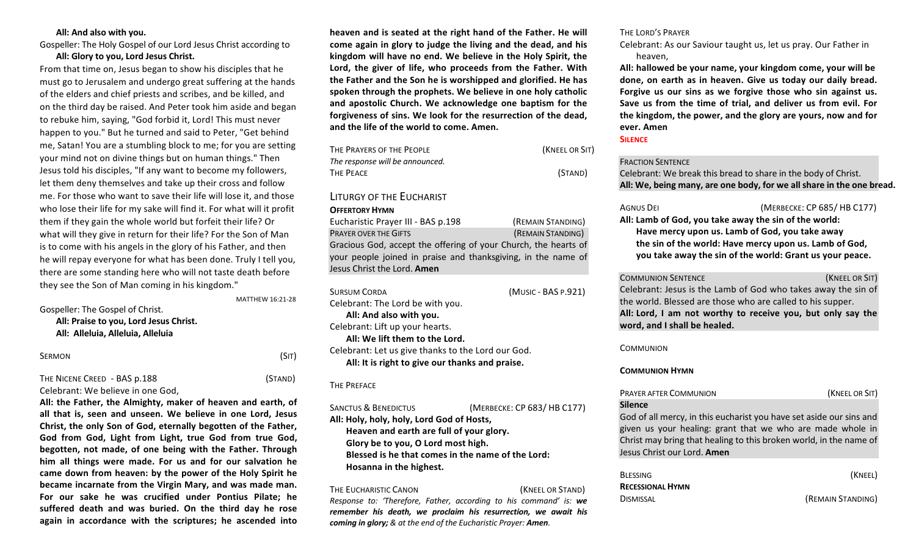**All: And also with you.**

Gospeller: The Holy Gospel of our Lord Jesus Christ according to

**All: Glory to you, Lord Jesus Christ.**

From that time on, Jesus began to show his disciples that he must go to Jerusalem and undergo great suffering at the hands of the elders and chief priests and scribes, and be killed, and on the third day be raised. And Peter took him aside and began to rebuke him, saying, "God forbid it, Lord! This must never happen to you." But he turned and said to Peter, "Get behind me, Satan! You are a stumbling block to me; for you are setting your mind not on divine things but on human things." Then Jesus told his disciples, "If any want to become my followers, let them deny themselves and take up their cross and follow me. For those who want to save their life will lose it, and those who lose their life for my sake will find it. For what will it profit them if they gain the whole world but forfeit their life? Or what will they give in return for their life? For the Son of Man is to come with his angels in the glory of his Father, and then he will repay everyone for what has been done. Truly I tell you, there are some standing here who will not taste death before they see the Son of Man coming in his kingdom."

MATTHEW 16:21-28

Gospeller: The Gospel of Christ.

**All: Praise to you, Lord Jesus Christ.**

**All: Alleluia, Alleluia, Alleluia**

SERMON (SIT)

THE NICENE CREED - BAS p.188 (STAND)

Celebrant: We believe in one God,

**All: the Father, the Almighty, maker of heaven and earth, of all that is, seen and unseen. We believe in one Lord, Jesus Christ, the only Son of God, eternally begotten of the Father, God from God, Light from Light, true God from true God, begotten, not made, of one being with the Father. Through him all things were made. For us and for our salvation he came down from heaven: by the power of the Holy Spirit he became incarnate from the Virgin Mary, and was made man. For our sake he was crucified under Pontius Pilate; he suffered death and was buried. On the third day he rose again in accordance with the scriptures; he ascended into heaven and is seated at the right hand of the Father. He will come again in glory to judge the living and the dead, and his kingdom will have no end. We believe in the Holy Spirit, the Lord, the giver of life, who proceeds from the Father. With the Father and the Son he is worshipped and glorified. He has spoken through the prophets. We believe in one holy catholic and apostolic Church. We acknowledge one baptism for the forgiveness of sins. We look for the resurrection of the dead, and the life of the world to come. Amen.**

THE PRAYERS OF THE PEOPLE (KNEEL OR SIT)

*The response will be announced.*

THE PEACE (STAND)

## LITURGY OF THE EUCHARIST

**OFFERTORY HYMN**

Eucharistic Prayer III - BAS p.198 (REMAIN STANDING)

PRAYER OVER THE GIFTS (REMAIN STANDING)

Gracious God, accept the offering of your Church, the hearts of your people joined in praise and thanksgiving, in the name of Jesus Christ the Lord. **Amen**

SURSUM CORDA (MUSIC - BAS P.921)

Celebrant: The Lord be with you.

**All: And also with you.**

Celebrant: Lift up your hearts.

**All: We lift them to the Lord.**

Celebrant: Let us give thanks to the Lord our God.

**All: It is right to give our thanks and praise.**

THE PREFACE

SANCTUS & BENEDICTUS (MERBECKE: CP 683/ HB C177)

**All: Holy, holy, holy, Lord God of Hosts,**
**Heaven and earth are full of your glory.**
**Glory be to you, O Lord most high.**
**Blessed is he that comes in the name of the Lord:**
**Hosanna in the highest.**

THE EUCHARISTIC CANON (KNEEL OR STAND)

*Response to: 'Therefore, Father, according to his command' is:* ***we remember his death, we proclaim his resurrection, we await his coming in glory;*** *& at the end of the Eucharistic Prayer:* ***Amen****.*

THE LORD'S PRAYER

Celebrant: As our Saviour taught us, let us pray. Our Father in heaven,

**All: hallowed be your name, your kingdom come, your will be done, on earth as in heaven. Give us today our daily bread. Forgive us our sins as we forgive those who sin against us. Save us from the time of trial, and deliver us from evil. For the kingdom, the power, and the glory are yours, now and for ever. Amen**

**SILENCE**

FRACTION SENTENCE

Celebrant: We break this bread to share in the body of Christ.

**All: We, being many, are one body, for we all share in the one bread.**

AGNUS DEI (MERBECKE: CP 685/ HB C177)

**All: Lamb of God, you take away the sin of the world:**
**Have mercy upon us. Lamb of God, you take away the sin of the world: Have mercy upon us. Lamb of God, you take away the sin of the world: Grant us your peace.**

COMMUNION SENTENCE (KNEEL OR SIT)

Celebrant: Jesus is the Lamb of God who takes away the sin of the world. Blessed are those who are called to his supper.

**All: Lord, I am not worthy to receive you, but only say the word, and I shall be healed.**

COMMUNION

**COMMUNION HYMN**

PRAYER AFTER COMMUNION (KNEEL OR SIT)

**Silence**

God of all mercy, in this eucharist you have set aside our sins and given us your healing: grant that we who are made whole in Christ may bring that healing to this broken world, in the name of Jesus Christ our Lord. **Amen**

BLESSING (KNEEL)

**RECESSIONAL HYMN**

DISMISSAL (REMAIN STANDING)